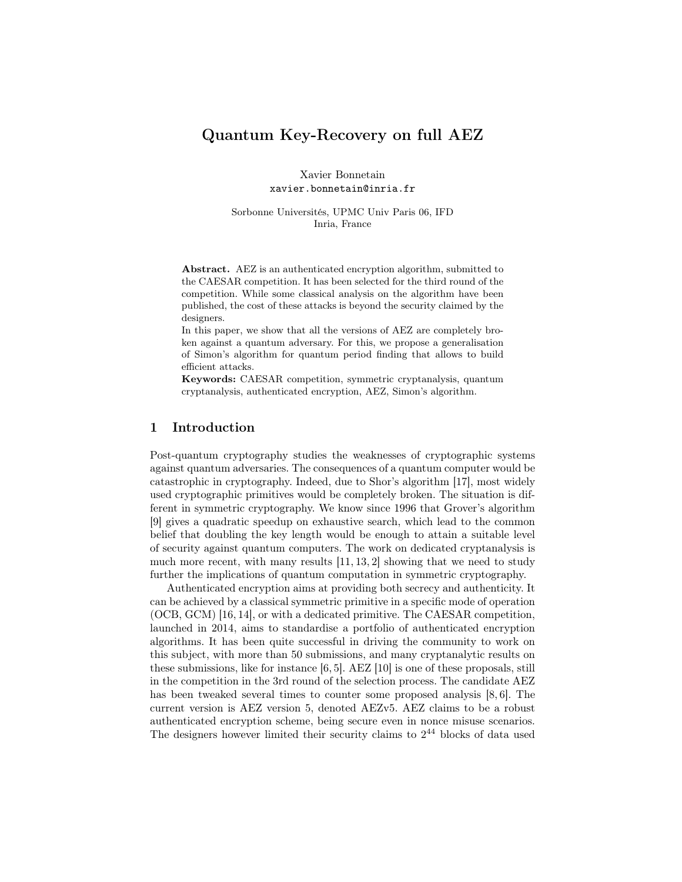# Quantum Key-Recovery on full AEZ

Xavier Bonnetain
`xavier.bonnetain@inria.fr`

Sorbonne Universités, UPMC Univ Paris 06, IFD
Inria, France

**Abstract.** AEZ is an authenticated encryption algorithm, submitted to the CAESAR competition. It has been selected for the third round of the competition. While some classical analysis on the algorithm have been published, the cost of these attacks is beyond the security claimed by the designers.
In this paper, we show that all the versions of AEZ are completely broken against a quantum adversary. For this, we propose a generalisation of Simon's algorithm for quantum period finding that allows to build efficient attacks.
**Keywords:** CAESAR competition, symmetric cryptanalysis, quantum cryptanalysis, authenticated encryption, AEZ, Simon's algorithm.

## 1 Introduction

Post-quantum cryptography studies the weaknesses of cryptographic systems against quantum adversaries. The consequences of a quantum computer would be catastrophic in cryptography. Indeed, due to Shor's algorithm [17], most widely used cryptographic primitives would be completely broken. The situation is different in symmetric cryptography. We know since 1996 that Grover's algorithm [9] gives a quadratic speedup on exhaustive search, which lead to the common belief that doubling the key length would be enough to attain a suitable level of security against quantum computers. The work on dedicated cryptanalysis is much more recent, with many results [11, 13, 2] showing that we need to study further the implications of quantum computation in symmetric cryptography.

Authenticated encryption aims at providing both secrecy and authenticity. It can be achieved by a classical symmetric primitive in a specific mode of operation (OCB, GCM) [16, 14], or with a dedicated primitive. The CAESAR competition, launched in 2014, aims to standardise a portfolio of authenticated encryption algorithms. It has been quite successful in driving the community to work on this subject, with more than 50 submissions, and many cryptanalytic results on these submissions, like for instance [6, 5]. AEZ [10] is one of these proposals, still in the competition in the 3rd round of the selection process. The candidate AEZ has been tweaked several times to counter some proposed analysis [8, 6]. The current version is AEZ version 5, denoted AEZv5. AEZ claims to be a robust authenticated encryption scheme, being secure even in nonce misuse scenarios. The designers however limited their security claims to $2^{44}$ blocks of data used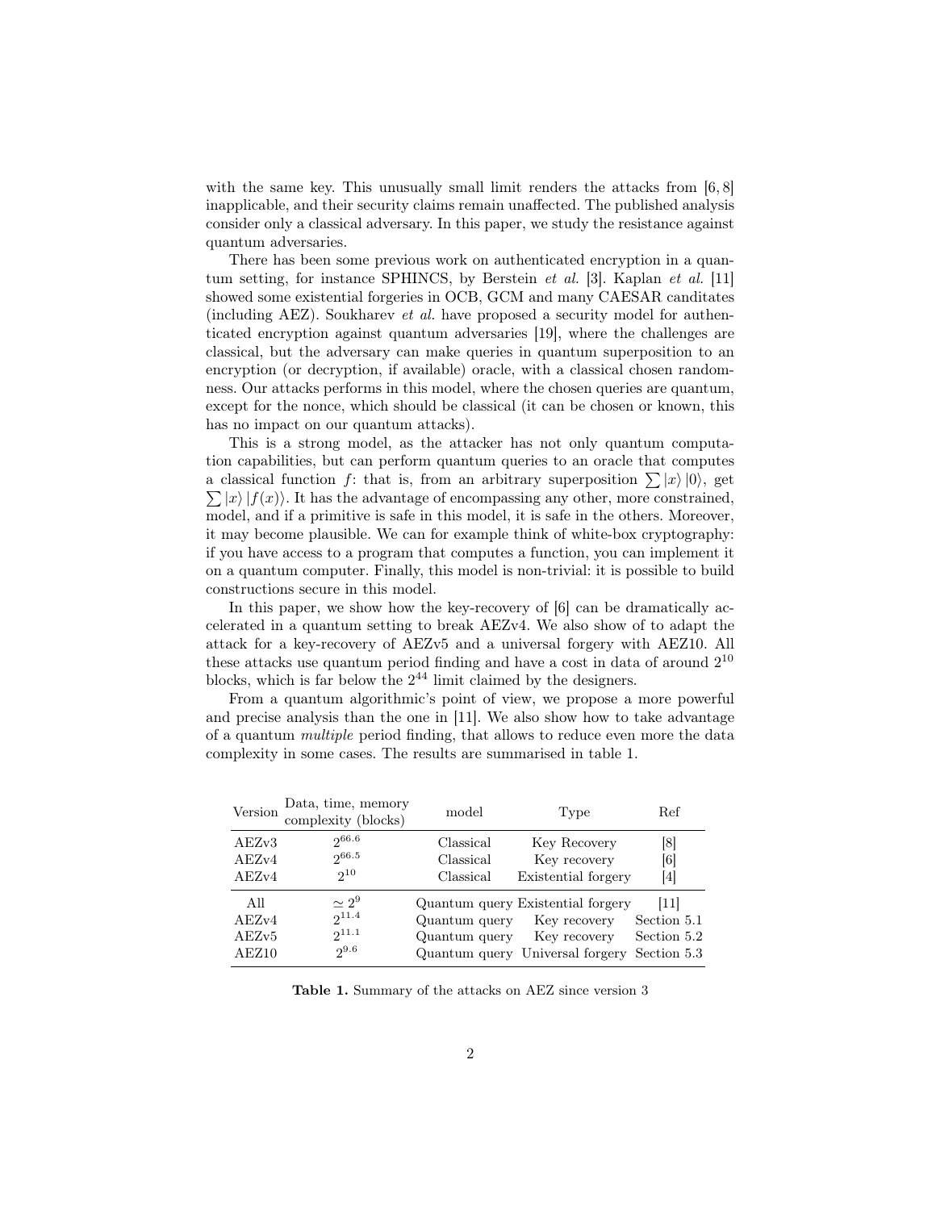with the same key. This unusually small limit renders the attacks from [6, 8] inapplicable, and their security claims remain unaffected. The published analysis consider only a classical adversary. In this paper, we study the resistance against quantum adversaries.

There has been some previous work on authenticated encryption in a quantum setting, for instance SPHINCS, by Berstein *et al.* [3]. Kaplan *et al.* [11] showed some existential forgeries in OCB, GCM and many CAESAR canditates (including AEZ). Soukharev *et al.* have proposed a security model for authenticated encryption against quantum adversaries [19], where the challenges are classical, but the adversary can make queries in quantum superposition to an encryption (or decryption, if available) oracle, with a classical chosen randomness. Our attacks performs in this model, where the chosen queries are quantum, except for the nonce, which should be classical (it can be chosen or known, this has no impact on our quantum attacks).

This is a strong model, as the attacker has not only quantum computation capabilities, but can perform quantum queries to an oracle that computes a classical function $f$: that is, from an arbitrary superposition $\sum |x\rangle |0\rangle$, get $\sum |x\rangle |f(x)\rangle$. It has the advantage of encompassing any other, more constrained, model, and if a primitive is safe in this model, it is safe in the others. Moreover, it may become plausible. We can for example think of white-box cryptography: if you have access to a program that computes a function, you can implement it on a quantum computer. Finally, this model is non-trivial: it is possible to build constructions secure in this model.

In this paper, we show how the key-recovery of [6] can be dramatically accelerated in a quantum setting to break AEZv4. We also show of to adapt the attack for a key-recovery of AEZv5 and a universal forgery with AEZ10. All these attacks use quantum period finding and have a cost in data of around $2^{10}$ blocks, which is far below the $2^{44}$ limit claimed by the designers.

From a quantum algorithmic's point of view, we propose a more powerful and precise analysis than the one in [11]. We also show how to take advantage of a quantum *multiple* period finding, that allows to reduce even more the data complexity in some cases. The results are summarised in table 1.

| Version | Data, time, memory complexity (blocks) | model | Type | Ref |
|---|---|---|---|---|
| AEZv3 | $2^{66.6}$ | Classical | Key Recovery | [8] |
| AEZv4 | $2^{66.5}$ | Classical | Key recovery | [6] |
| AEZv4 | $2^{10}$ | Classical | Existential forgery | [4] |
| All | $\simeq 2^{9}$ | Quantum query | Existential forgery | [11] |
| AEZv4 | $2^{11.4}$ | Quantum query | Key recovery | Section 5.1 |
| AEZv5 | $2^{11.1}$ | Quantum query | Key recovery | Section 5.2 |
| AEZ10 | $2^{9.6}$ | Quantum query | Universal forgery | Section 5.3 |

**Table 1.** Summary of the attacks on AEZ since version 3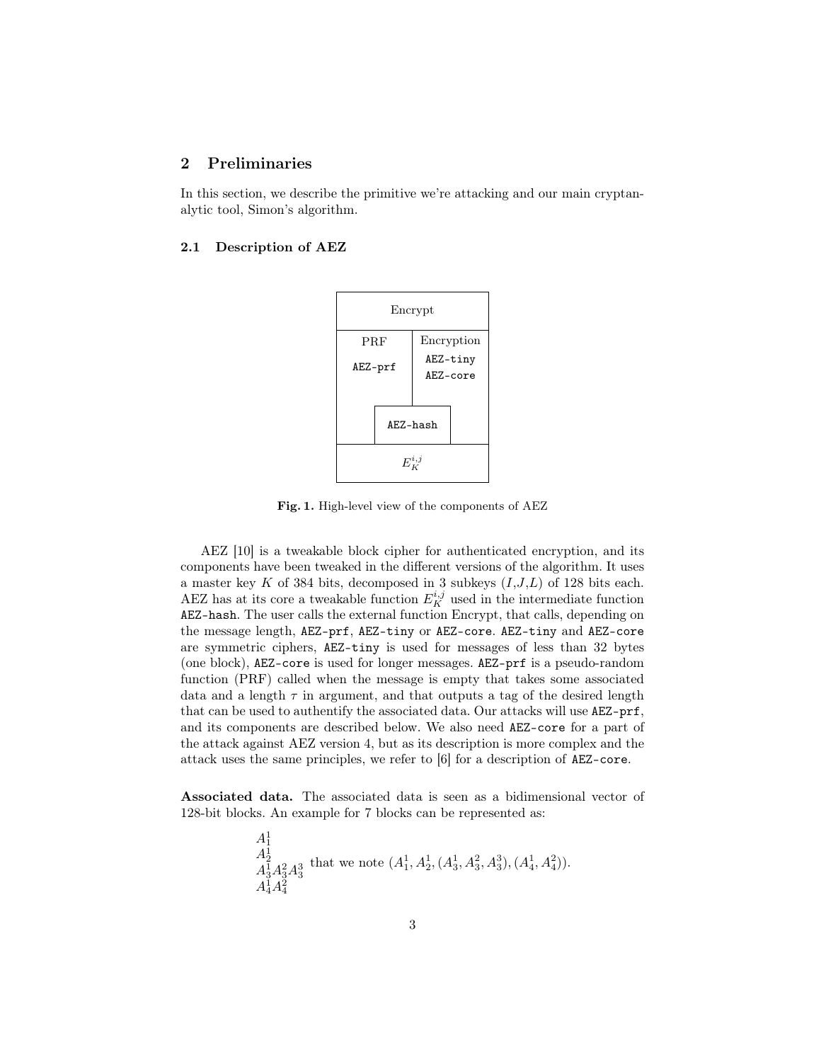## 2 Preliminaries

In this section, we describe the primitive we're attacking and our main cryptanalytic tool, Simon's algorithm.

### 2.1 Description of AEZ

| Encrypt | |
|---|---|
| PRF<br>AEZ-prf | Encryption<br>AEZ-tiny<br>AEZ-core |
| AEZ-hash | |
| $E_K^{i,j}$ | |

**Fig. 1.** High-level view of the components of AEZ

AEZ [10] is a tweakable block cipher for authenticated encryption, and its components have been tweaked in the different versions of the algorithm. It uses a master key $K$ of 384 bits, decomposed in 3 subkeys $(I,J,L)$ of 128 bits each. AEZ has at its core a tweakable function $E_K^{i,j}$ used in the intermediate function AEZ-hash. The user calls the external function Encrypt, that calls, depending on the message length, AEZ-prf, AEZ-tiny or AEZ-core. AEZ-tiny and AEZ-core are symmetric ciphers, AEZ-tiny is used for messages of less than 32 bytes (one block), AEZ-core is used for longer messages. AEZ-prf is a pseudo-random function (PRF) called when the message is empty that takes some associated data and a length $\tau$ in argument, and that outputs a tag of the desired length that can be used to authentify the associated data. Our attacks will use AEZ-prf, and its components are described below. We also need AEZ-core for a part of the attack against AEZ version 4, but as its description is more complex and the attack uses the same principles, we refer to [6] for a description of AEZ-core.

**Associated data.** The associated data is seen as a bidimensional vector of 128-bit blocks. An example for 7 blocks can be represented as:

$$\begin{array}{l} A_1^1 \\ A_2^1 \\ A_3^1 A_3^2 A_3^3 \\ A_4^1 A_4^2 \end{array} \quad \text{that we note } (A_1^1, A_2^1, (A_3^1, A_3^2, A_3^3), (A_4^1, A_4^2)).$$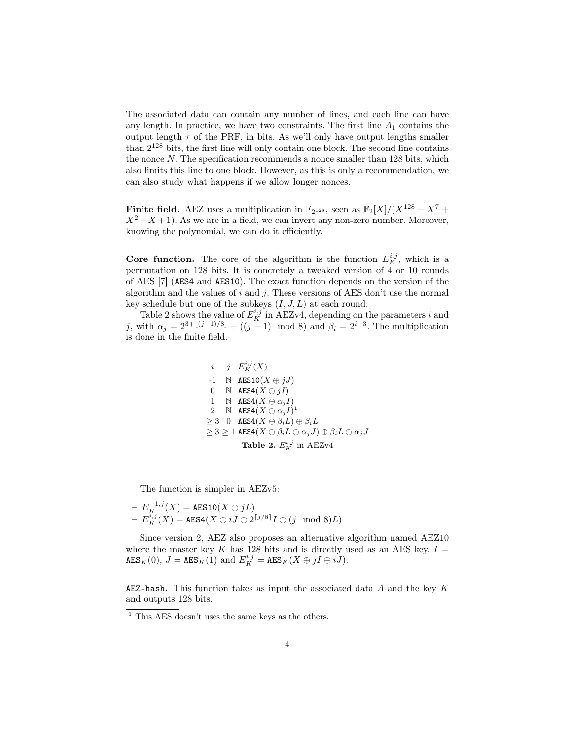The associated data can contain any number of lines, and each line can have any length. In practice, we have two constraints. The first line $A_1$ contains the output length $\tau$ of the PRF, in bits. As we'll only have output lengths smaller than $2^{128}$ bits, the first line will only contain one block. The second line contains the nonce $N$. The specification recommends a nonce smaller than 128 bits, which also limits this line to one block. However, as this is only a recommendation, we can also study what happens if we allow longer nonces.

**Finite field.** AEZ uses a multiplication in $\mathbb{F}_{2^{128}}$, seen as $\mathbb{F}_2[X]/(X^{128} + X^7 + X^2 + X + 1)$. As we are in a field, we can invert any non-zero number. Moreover, knowing the polynomial, we can do it efficiently.

**Core function.** The core of the algorithm is the function $E_K^{i,j}$, which is a permutation on 128 bits. It is concretely a tweaked version of 4 or 10 rounds of AES [7] (AES4 and AES10). The exact function depends on the version of the algorithm and the values of $i$ and $j$. These versions of AES don't use the normal key schedule but one of the subkeys $(I, J, L)$ at each round.

Table 2 shows the value of $E_K^{i,j}$ in AEZv4, depending on the parameters $i$ and $j$, with $\alpha_j = 2^{3+\lfloor (j-1)/8 \rfloor} + ((j-1) \mod 8)$ and $\beta_i = 2^{i-3}$. The multiplication is done in the finite field.

| $i$ | $j$ | $E_K^{i,j}(X)$ |
|---|---|---|
| -1 | $\mathbb{N}$ | $\texttt{AES10}(X \oplus jJ)$ |
| 0 | $\mathbb{N}$ | $\texttt{AES4}(X \oplus jI)$ |
| 1 | $\mathbb{N}$ | $\texttt{AES4}(X \oplus \alpha_j I)$ |
| 2 | $\mathbb{N}$ | $\texttt{AES4}(X \oplus \alpha_j I)$[1] |
| $\geq 3$ | 0 | $\texttt{AES4}(X \oplus \beta_i L) \oplus \beta_i L$ |
| $\geq 3$ | $\geq 1$ | $\texttt{AES4}(X \oplus \beta_i L \oplus \alpha_j J) \oplus \beta_i L \oplus \alpha_j J$ |

**Table 2.** $E_K^{i,j}$ in AEZv4

The function is simpler in AEZv5:

- $E_K^{-1,j}(X) = \texttt{AES10}(X \oplus jL)$
- $E_K^{i,j}(X) = \texttt{AES4}(X \oplus iJ \oplus 2^{\lceil j/8 \rceil} I \oplus (j \mod 8)L)$

Since version 2, AEZ also proposes an alternative algorithm named AEZ10 where the master key $K$ has 128 bits and is directly used as an AES key, $I = \texttt{AES}_K(0)$, $J = \texttt{AES}_K(1)$ and $E_K^{i,j} = \texttt{AES}_K(X \oplus jI \oplus iJ)$.

**AEZ-hash.** This function takes as input the associated data $A$ and the key $K$ and outputs 128 bits.

[1] This AES doesn't uses the same keys as the others.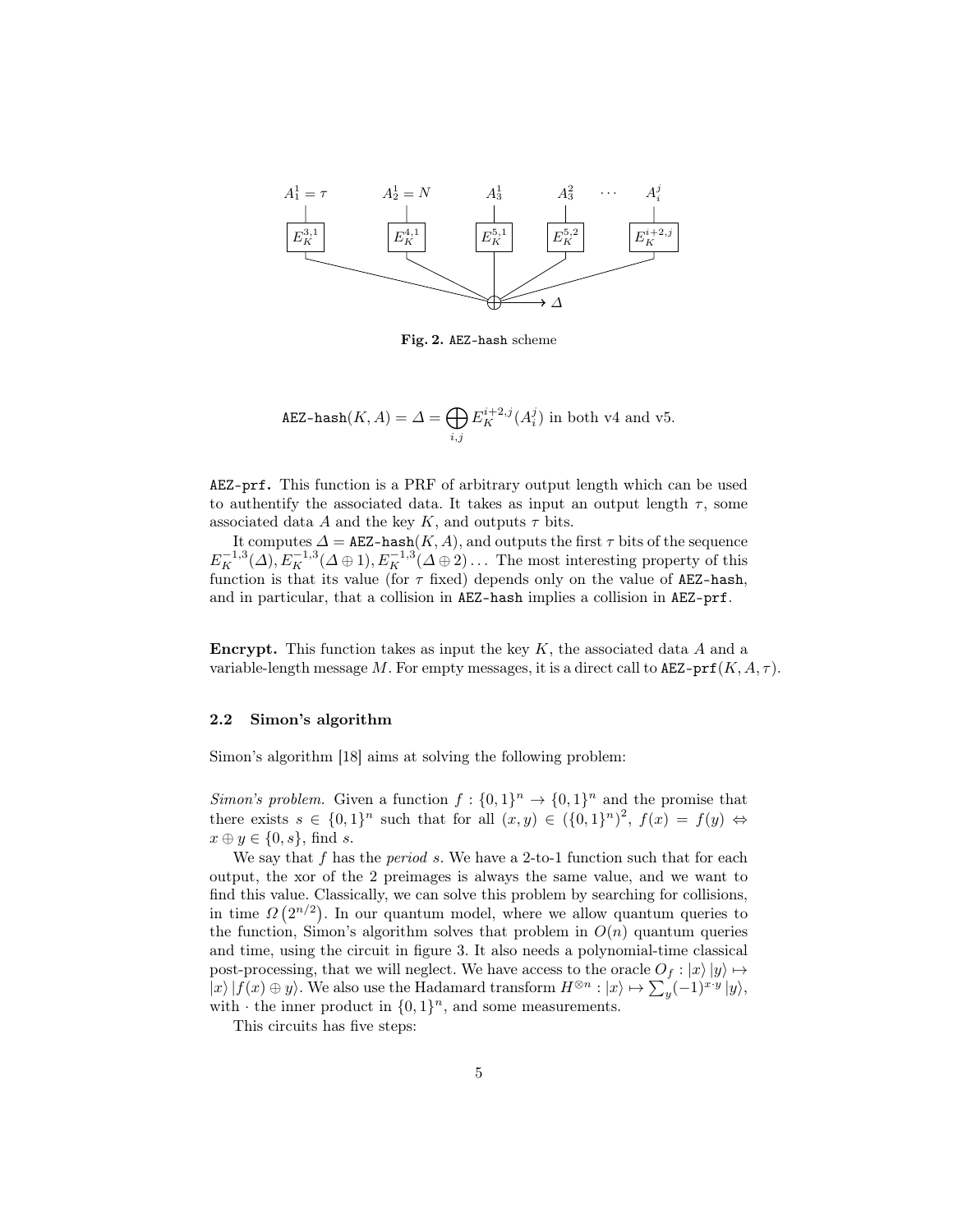Fig. 2. AEZ-hash scheme

$$\texttt{AEZ-hash}(K, A) = \Delta = \bigoplus_{i,j} E_K^{i+2,j}(A_i^j) \text{ in both v4 and v5.}$$

**AEZ-prf.** This function is a PRF of arbitrary output length which can be used to authentify the associated data. It takes as input an output length $\tau$, some associated data $A$ and the key $K$, and outputs $\tau$ bits.

It computes $\Delta = \texttt{AEZ-hash}(K, A)$, and outputs the first $\tau$ bits of the sequence $E_K^{-1,3}(\Delta), E_K^{-1,3}(\Delta \oplus 1), E_K^{-1,3}(\Delta \oplus 2) \ldots$ The most interesting property of this function is that its value (for $\tau$ fixed) depends only on the value of AEZ-hash, and in particular, that a collision in AEZ-hash implies a collision in AEZ-prf.

**Encrypt.** This function takes as input the key $K$, the associated data $A$ and a variable-length message $M$. For empty messages, it is a direct call to $\texttt{AEZ-prf}(K, A, \tau)$.

### 2.2 Simon's algorithm

Simon's algorithm [18] aims at solving the following problem:

*Simon's problem.* Given a function $f : \{0,1\}^n \to \{0,1\}^n$ and the promise that there exists $s \in \{0,1\}^n$ such that for all $(x, y) \in (\{0,1\}^n)^2$, $f(x) = f(y) \Leftrightarrow x \oplus y \in \{0, s\}$, find $s$.

We say that $f$ has the *period* $s$. We have a 2-to-1 function such that for each output, the xor of the 2 preimages is always the same value, and we want to find this value. Classically, we can solve this problem by searching for collisions, in time $\Omega\left(2^{n/2}\right)$. In our quantum model, where we allow quantum queries to the function, Simon's algorithm solves that problem in $O(n)$ quantum queries and time, using the circuit in figure 3. It also needs a polynomial-time classical post-processing, that we will neglect. We have access to the oracle $O_f : |x\rangle |y\rangle \mapsto |x\rangle |f(x) \oplus y\rangle$. We also use the Hadamard transform $H^{\otimes n} : |x\rangle \mapsto \sum_y (-1)^{x \cdot y} |y\rangle$, with $\cdot$ the inner product in $\{0,1\}^n$, and some measurements.

This circuits has five steps: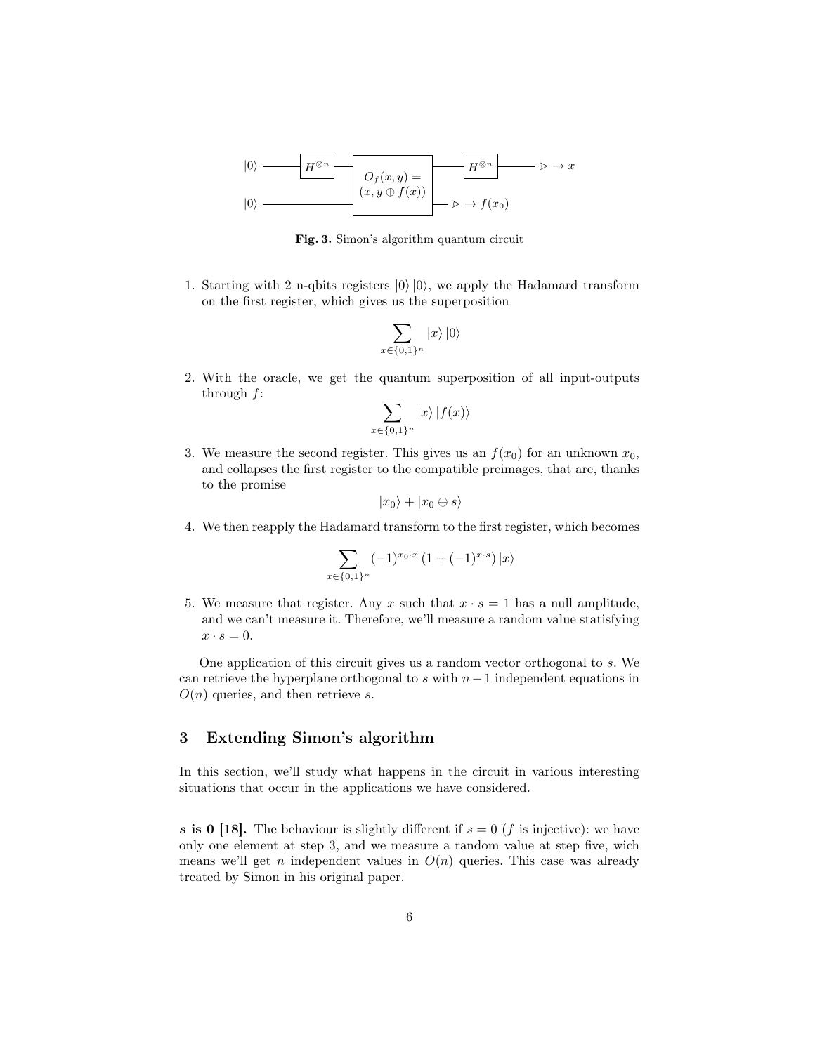Fig. 3. Simon's algorithm quantum circuit

1. Starting with 2 n-qbits registers $|0\rangle |0\rangle$, we apply the Hadamard transform on the first register, which gives us the superposition

$$\sum_{x \in \{0,1\}^n} |x\rangle |0\rangle$$

2. With the oracle, we get the quantum superposition of all input-outputs through $f$:

$$\sum_{x \in \{0,1\}^n} |x\rangle |f(x)\rangle$$

3. We measure the second register. This gives us an $f(x_0)$ for an unknown $x_0$, and collapses the first register to the compatible preimages, that are, thanks to the promise

$$|x_0\rangle + |x_0 \oplus s\rangle$$

4. We then reapply the Hadamard transform to the first register, which becomes

$$\sum_{x \in \{0,1\}^n} (-1)^{x_0 \cdot x} \left(1 + (-1)^{x \cdot s}\right) |x\rangle$$

5. We measure that register. Any $x$ such that $x \cdot s = 1$ has a null amplitude, and we can't measure it. Therefore, we'll measure a random value statisfying $x \cdot s = 0$.

One application of this circuit gives us a random vector orthogonal to $s$. We can retrieve the hyperplane orthogonal to $s$ with $n-1$ independent equations in $O(n)$ queries, and then retrieve $s$.

## 3 Extending Simon's algorithm

In this section, we'll study what happens in the circuit in various interesting situations that occur in the applications we have considered.

***s* is 0 [18].** The behaviour is slightly different if $s = 0$ ($f$ is injective): we have only one element at step 3, and we measure a random value at step five, wich means we'll get $n$ independent values in $O(n)$ queries. This case was already treated by Simon in his original paper.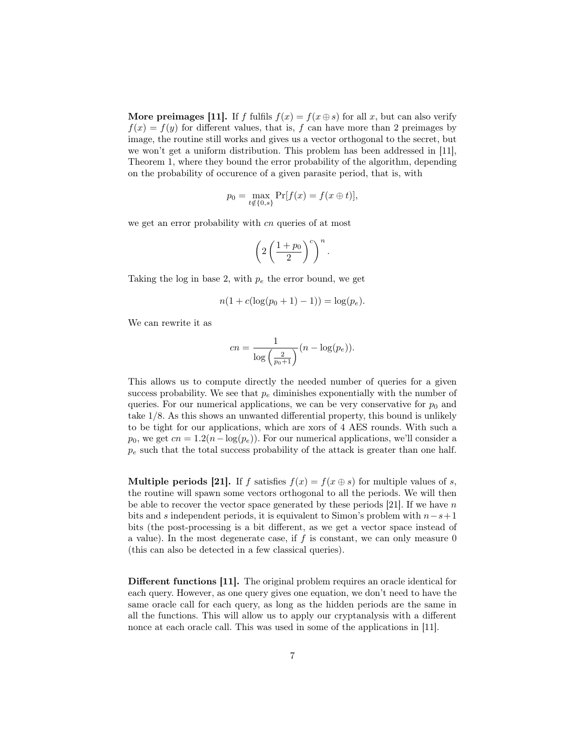**More preimages [11].** If $f$ fulfils $f(x) = f(x \oplus s)$ for all $x$, but can also verify $f(x) = f(y)$ for different values, that is, $f$ can have more than 2 preimages by image, the routine still works and gives us a vector orthogonal to the secret, but we won't get a uniform distribution. This problem has been addressed in [11], Theorem 1, where they bound the error probability of the algorithm, depending on the probability of occurence of a given parasite period, that is, with

$$p_0 = \max_{t \notin \{0,s\}} \Pr[f(x) = f(x \oplus t)],$$

we get an error probability with $cn$ queries of at most

$$\left(2\left(\frac{1+p_0}{2}\right)^c\right)^n.$$

Taking the log in base 2, with $p_e$ the error bound, we get

$$n(1 + c(\log(p_0 + 1) - 1)) = \log(p_e).$$

We can rewrite it as

$$cn = \frac{1}{\log\left(\frac{2}{p_0+1}\right)}(n - \log(p_e)).$$

This allows us to compute directly the needed number of queries for a given success probability. We see that $p_e$ diminishes exponentially with the number of queries. For our numerical applications, we can be very conservative for $p_0$ and take 1/8. As this shows an unwanted differential property, this bound is unlikely to be tight for our applications, which are xors of 4 AES rounds. With such a $p_0$, we get $cn = 1.2(n - \log(p_e))$. For our numerical applications, we'll consider a $p_e$ such that the total success probability of the attack is greater than one half.

**Multiple periods [21].** If $f$ satisfies $f(x) = f(x \oplus s)$ for multiple values of $s$, the routine will spawn some vectors orthogonal to all the periods. We will then be able to recover the vector space generated by these periods [21]. If we have $n$ bits and $s$ independent periods, it is equivalent to Simon's problem with $n - s + 1$ bits (the post-processing is a bit different, as we get a vector space instead of a value). In the most degenerate case, if $f$ is constant, we can only measure 0 (this can also be detected in a few classical queries).

**Different functions [11].** The original problem requires an oracle identical for each query. However, as one query gives one equation, we don't need to have the same oracle call for each query, as long as the hidden periods are the same in all the functions. This will allow us to apply our cryptanalysis with a different nonce at each oracle call. This was used in some of the applications in [11].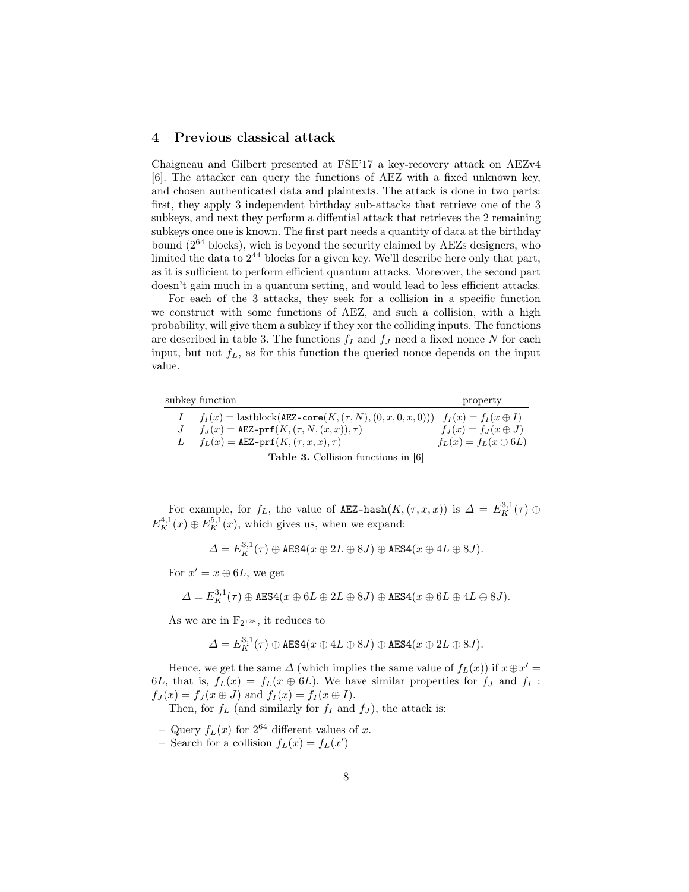## 4 Previous classical attack

Chaigneau and Gilbert presented at FSE'17 a key-recovery attack on AEZv4 [6]. The attacker can query the functions of AEZ with a fixed unknown key, and chosen authenticated data and plaintexts. The attack is done in two parts: first, they apply 3 independent birthday sub-attacks that retrieve one of the 3 subkeys, and next they perform a diffential attack that retrieves the 2 remaining subkeys once one is known. The first part needs a quantity of data at the birthday bound ($2^{64}$ blocks), wich is beyond the security claimed by AEZs designers, who limited the data to $2^{44}$ blocks for a given key. We'll describe here only that part, as it is sufficient to perform efficient quantum attacks. Moreover, the second part doesn't gain much in a quantum setting, and would lead to less efficient attacks.

For each of the 3 attacks, they seek for a collision in a specific function we construct with some functions of AEZ, and such a collision, with a high probability, will give them a subkey if they xor the colliding inputs. The functions are described in table 3. The functions $f_I$ and $f_J$ need a fixed nonce $N$ for each input, but not $f_L$, as for this function the queried nonce depends on the input value.

| subkey | function | property |
|---|---|---|
| $I$ | $f_I(x) = \text{lastblock}(\texttt{AEZ-core}(K, (\tau, N), (0, x, 0, x, 0)))$ | $f_I(x) = f_I(x \oplus I)$ |
| $J$ | $f_J(x) = \texttt{AEZ-prf}(K, (\tau, N, (x, x)), \tau)$ | $f_J(x) = f_J(x \oplus J)$ |
| $L$ | $f_L(x) = \texttt{AEZ-prf}(K, (\tau, x, x), \tau)$ | $f_L(x) = f_L(x \oplus 6L)$ |

**Table 3.** Collision functions in [6]

For example, for $f_L$, the value of $\texttt{AEZ-hash}(K, (\tau, x, x))$ is $\Delta = E_K^{3,1}(\tau) \oplus E_K^{4,1}(x) \oplus E_K^{5,1}(x)$, which gives us, when we expand:

$$\Delta = E_K^{3,1}(\tau) \oplus \texttt{AES4}(x \oplus 2L \oplus 8J) \oplus \texttt{AES4}(x \oplus 4L \oplus 8J).$$

For $x' = x \oplus 6L$, we get

$$\Delta = E_K^{3,1}(\tau) \oplus \texttt{AES4}(x \oplus 6L \oplus 2L \oplus 8J) \oplus \texttt{AES4}(x \oplus 6L \oplus 4L \oplus 8J).$$

As we are in $\mathbb{F}_{2^{128}}$, it reduces to

$$\Delta = E_K^{3,1}(\tau) \oplus \texttt{AES4}(x \oplus 4L \oplus 8J) \oplus \texttt{AES4}(x \oplus 2L \oplus 8J).$$

Hence, we get the same $\Delta$ (which implies the same value of $f_L(x)$) if $x \oplus x' = 6L$, that is, $f_L(x) = f_L(x \oplus 6L)$. We have similar properties for $f_J$ and $f_I$ : $f_J(x) = f_J(x \oplus J)$ and $f_I(x) = f_I(x \oplus I)$.

Then, for $f_L$ (and similarly for $f_I$ and $f_J$), the attack is:

- Query $f_L(x)$ for $2^{64}$ different values of $x$.
- Search for a collision $f_L(x) = f_L(x')$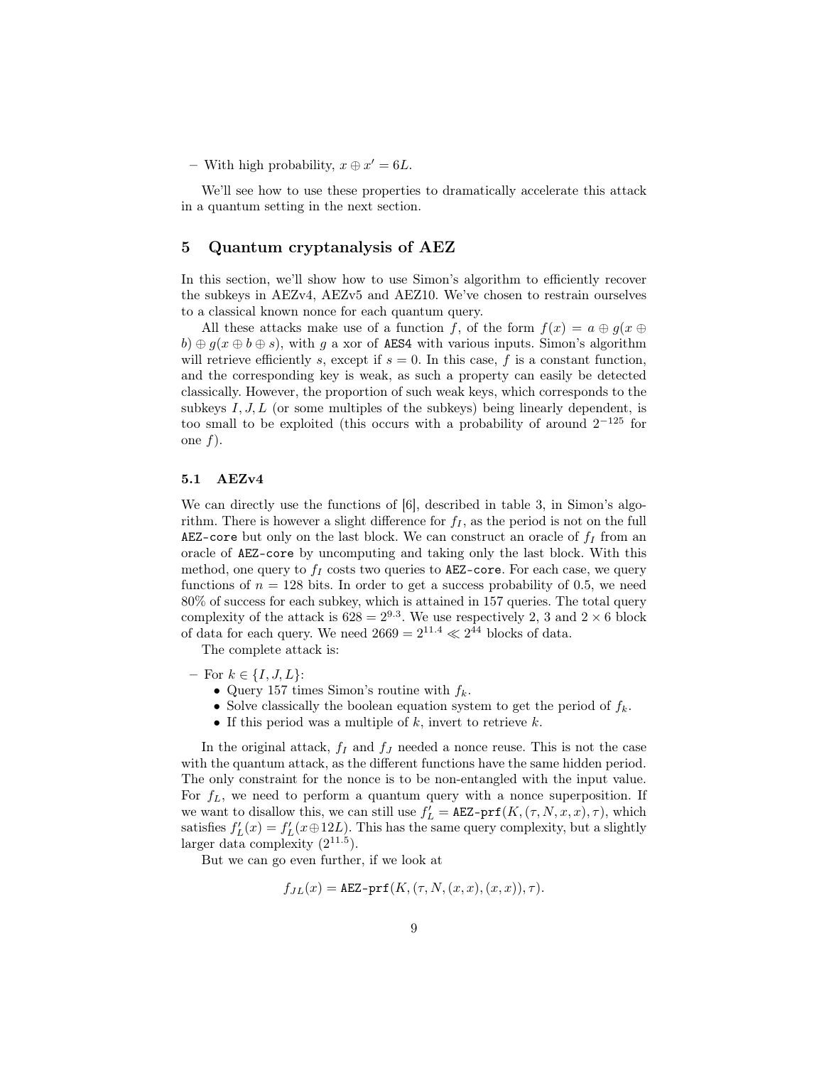– With high probability, $x \oplus x' = 6L$.

We'll see how to use these properties to dramatically accelerate this attack in a quantum setting in the next section.

## 5 Quantum cryptanalysis of AEZ

In this section, we'll show how to use Simon's algorithm to efficiently recover the subkeys in AEZv4, AEZv5 and AEZ10. We've chosen to restrain ourselves to a classical known nonce for each quantum query.

All these attacks make use of a function $f$, of the form $f(x) = a \oplus g(x \oplus b) \oplus g(x \oplus b \oplus s)$, with $g$ a xor of `AES4` with various inputs. Simon's algorithm will retrieve efficiently $s$, except if $s = 0$. In this case, $f$ is a constant function, and the corresponding key is weak, as such a property can easily be detected classically. However, the proportion of such weak keys, which corresponds to the subkeys $I, J, L$ (or some multiples of the subkeys) being linearly dependent, is too small to be exploited (this occurs with a probability of around $2^{-125}$ for one $f$).

### 5.1 AEZv4

We can directly use the functions of [6], described in table 3, in Simon's algorithm. There is however a slight difference for $f_I$, as the period is not on the full `AEZ-core` but only on the last block. We can construct an oracle of $f_I$ from an oracle of `AEZ-core` by uncomputing and taking only the last block. With this method, one query to $f_I$ costs two queries to `AEZ-core`. For each case, we query functions of $n = 128$ bits. In order to get a success probability of 0.5, we need 80% of success for each subkey, which is attained in 157 queries. The total query complexity of the attack is $628 = 2^{9.3}$. We use respectively 2, 3 and $2 \times 6$ block of data for each query. We need $2669 = 2^{11.4} \ll 2^{44}$ blocks of data.

The complete attack is:

– For $k \in \{I, J, L\}$:
  - Query 157 times Simon's routine with $f_k$.
  - Solve classically the boolean equation system to get the period of $f_k$.
  - If this period was a multiple of $k$, invert to retrieve $k$.

In the original attack, $f_I$ and $f_J$ needed a nonce reuse. This is not the case with the quantum attack, as the different functions have the same hidden period. The only constraint for the nonce is to be non-entangled with the input value. For $f_L$, we need to perform a quantum query with a nonce superposition. If we want to disallow this, we can still use $f'_L = \texttt{AEZ-prf}(K, (\tau, N, x, x), \tau)$, which satisfies $f'_L(x) = f'_L(x \oplus 12L)$. This has the same query complexity, but a slightly larger data complexity ($2^{11.5}$).

But we can go even further, if we look at

$$f_{JL}(x) = \texttt{AEZ-prf}(K, (\tau, N, (x, x), (x, x)), \tau).$$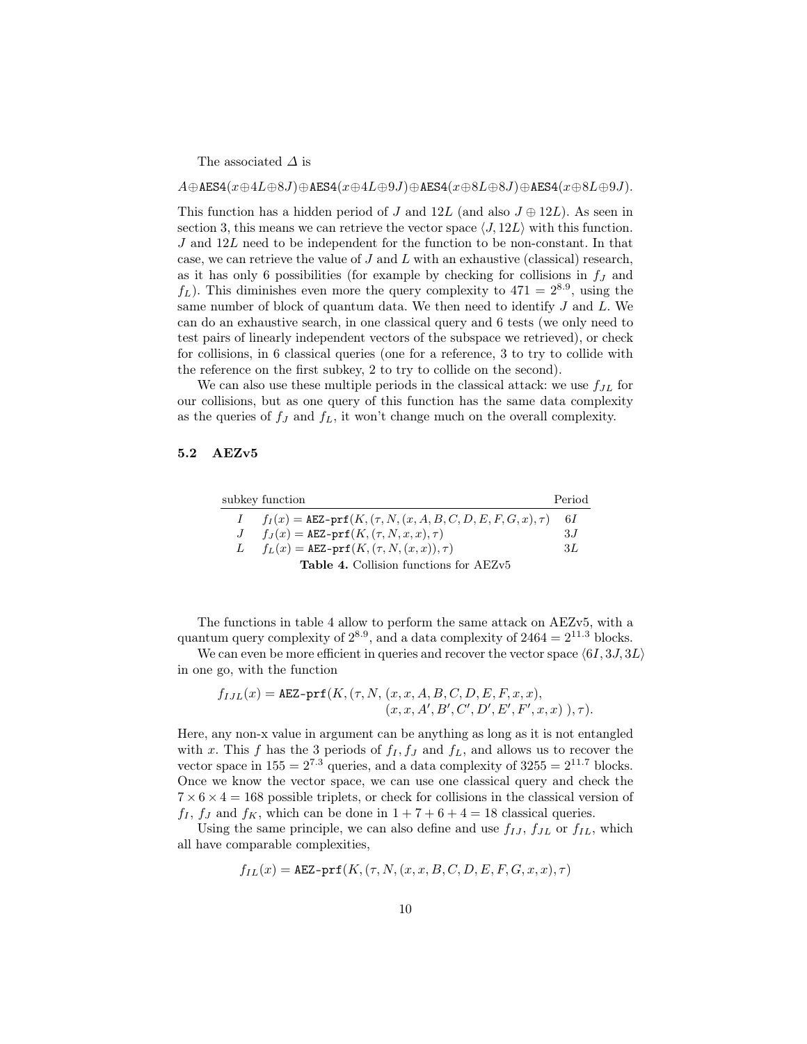The associated $\Delta$ is

$$A \oplus \texttt{AES4}(x \oplus 4L \oplus 8J) \oplus \texttt{AES4}(x \oplus 4L \oplus 9J) \oplus \texttt{AES4}(x \oplus 8L \oplus 8J) \oplus \texttt{AES4}(x \oplus 8L \oplus 9J).$$

This function has a hidden period of $J$ and $12L$ (and also $J \oplus 12L$). As seen in section 3, this means we can retrieve the vector space $\langle J, 12L \rangle$ with this function. $J$ and $12L$ need to be independent for the function to be non-constant. In that case, we can retrieve the value of $J$ and $L$ with an exhaustive (classical) research, as it has only 6 possibilities (for example by checking for collisions in $f_J$ and $f_L$). This diminishes even more the query complexity to $471 = 2^{8.9}$, using the same number of block of quantum data. We then need to identify $J$ and $L$. We can do an exhaustive search, in one classical query and 6 tests (we only need to test pairs of linearly independent vectors of the subspace we retrieved), or check for collisions, in 6 classical queries (one for a reference, 3 to try to collide with the reference on the first subkey, 2 to try to collide on the second).

We can also use these multiple periods in the classical attack: we use $f_{JL}$ for our collisions, but as one query of this function has the same data complexity as the queries of $f_J$ and $f_L$, it won't change much on the overall complexity.

### 5.2 AEZv5

| subkey | function | Period |
|---|---|---|
| $I$ | $f_I(x) = \texttt{AEZ-prf}(K, (\tau, N, (x, A, B, C, D, E, F, G, x), \tau)$ | $6I$ |
| $J$ | $f_J(x) = \texttt{AEZ-prf}(K, (\tau, N, x, x), \tau)$ | $3J$ |
| $L$ | $f_L(x) = \texttt{AEZ-prf}(K, (\tau, N, (x, x)), \tau)$ | $3L$ |

**Table 4.** Collision functions for AEZv5

The functions in table 4 allow to perform the same attack on AEZv5, with a quantum query complexity of $2^{8.9}$, and a data complexity of $2464 = 2^{11.3}$ blocks.

We can even be more efficient in queries and recover the vector space $\langle 6I, 3J, 3L \rangle$ in one go, with the function

$$\begin{aligned} f_{IJL}(x) = \texttt{AEZ-prf}(K, (\tau, N, &(x, x, A, B, C, D, E, F, x, x), \\ &(x, x, A', B', C', D', E', F', x, x) \,), \tau). \end{aligned}$$

Here, any non-x value in argument can be anything as long as it is not entangled with $x$. This $f$ has the 3 periods of $f_I, f_J$ and $f_L$, and allows us to recover the vector space in $155 = 2^{7.3}$ queries, and a data complexity of $3255 = 2^{11.7}$ blocks. Once we know the vector space, we can use one classical query and check the $7 \times 6 \times 4 = 168$ possible triplets, or check for collisions in the classical version of $f_I$, $f_J$ and $f_K$, which can be done in $1 + 7 + 6 + 4 = 18$ classical queries.

Using the same principle, we can also define and use $f_{IJ}$, $f_{JL}$ or $f_{IL}$, which all have comparable complexities,

$$f_{IL}(x) = \texttt{AEZ-prf}(K, (\tau, N, (x, x, B, C, D, E, F, G, x, x), \tau)$$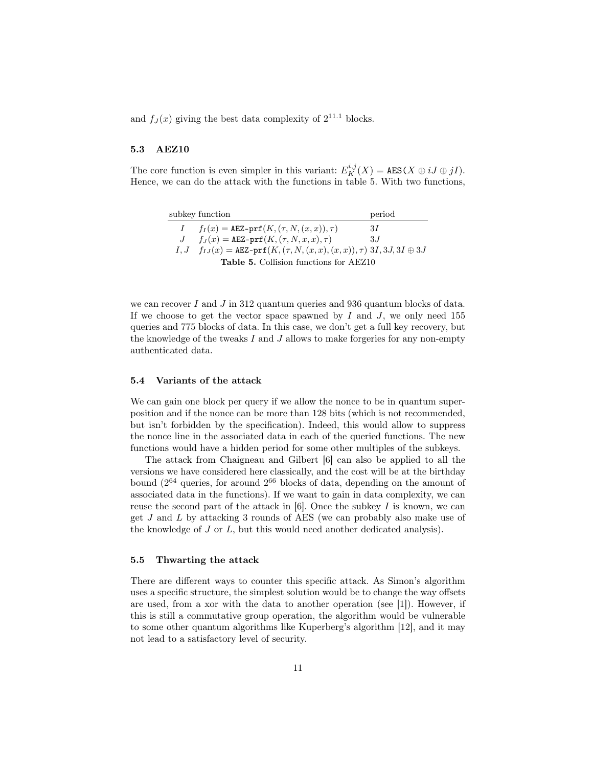and $f_J(x)$ giving the best data complexity of $2^{11.1}$ blocks.

### 5.3 AEZ10

The core function is even simpler in this variant: $E_K^{i,j}(X) = \texttt{AES}(X \oplus iJ \oplus jI)$. Hence, we can do the attack with the functions in table 5. With two functions,

| subkey | function | period |
|---|---|---|
| $I$ | $f_I(x) = \texttt{AEZ-prf}(K, (\tau, N, (x, x)), \tau)$ | $3I$ |
| $J$ | $f_J(x) = \texttt{AEZ-prf}(K, (\tau, N, x, x), \tau)$ | $3J$ |
| $I, J$ | $f_{IJ}(x) = \texttt{AEZ-prf}(K, (\tau, N, (x, x), (x, x)), \tau)$ | $3I, 3J, 3I \oplus 3J$ |

**Table 5.** Collision functions for AEZ10

we can recover $I$ and $J$ in 312 quantum queries and 936 quantum blocks of data. If we choose to get the vector space spawned by $I$ and $J$, we only need 155 queries and 775 blocks of data. In this case, we don't get a full key recovery, but the knowledge of the tweaks $I$ and $J$ allows to make forgeries for any non-empty authenticated data.

### 5.4 Variants of the attack

We can gain one block per query if we allow the nonce to be in quantum superposition and if the nonce can be more than 128 bits (which is not recommended, but isn't forbidden by the specification). Indeed, this would allow to suppress the nonce line in the associated data in each of the queried functions. The new functions would have a hidden period for some other multiples of the subkeys.

The attack from Chaigneau and Gilbert [6] can also be applied to all the versions we have considered here classically, and the cost will be at the birthday bound ($2^{64}$ queries, for around $2^{66}$ blocks of data, depending on the amount of associated data in the functions). If we want to gain in data complexity, we can reuse the second part of the attack in [6]. Once the subkey $I$ is known, we can get $J$ and $L$ by attacking 3 rounds of AES (we can probably also make use of the knowledge of $J$ or $L$, but this would need another dedicated analysis).

### 5.5 Thwarting the attack

There are different ways to counter this specific attack. As Simon's algorithm uses a specific structure, the simplest solution would be to change the way offsets are used, from a xor with the data to another operation (see [1]). However, if this is still a commutative group operation, the algorithm would be vulnerable to some other quantum algorithms like Kuperberg's algorithm [12], and it may not lead to a satisfactory level of security.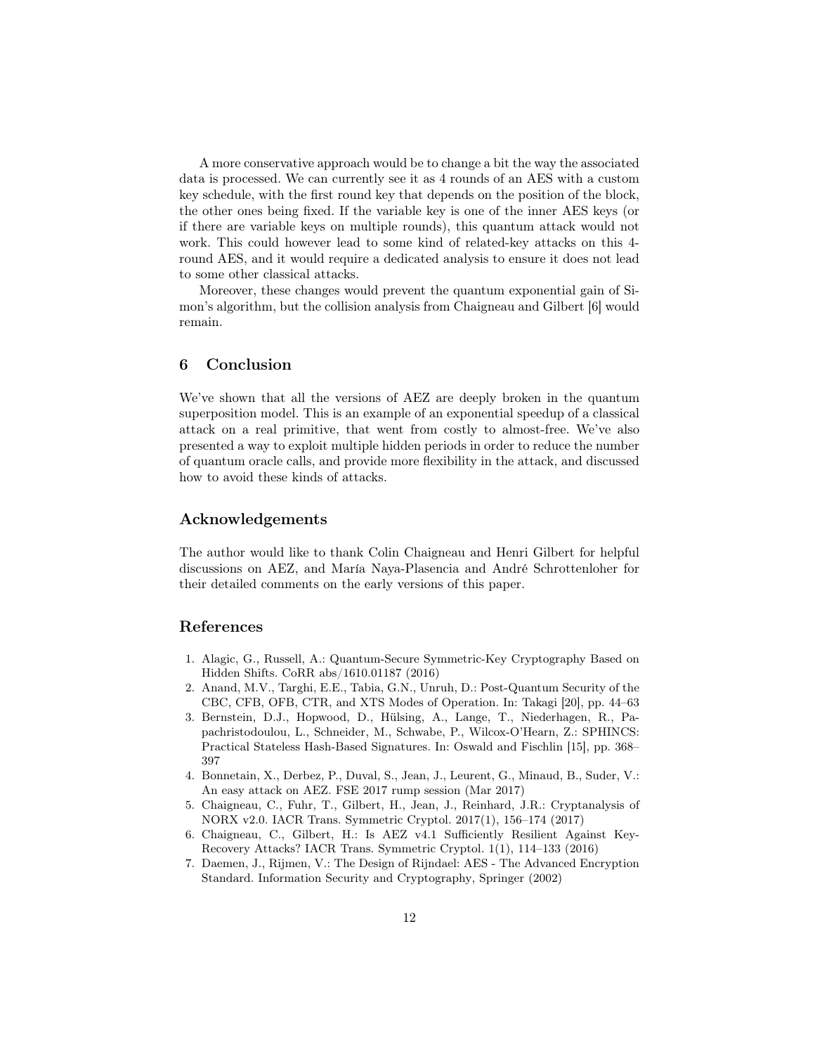A more conservative approach would be to change a bit the way the associated data is processed. We can currently see it as 4 rounds of an AES with a custom key schedule, with the first round key that depends on the position of the block, the other ones being fixed. If the variable key is one of the inner AES keys (or if there are variable keys on multiple rounds), this quantum attack would not work. This could however lead to some kind of related-key attacks on this 4-round AES, and it would require a dedicated analysis to ensure it does not lead to some other classical attacks.

Moreover, these changes would prevent the quantum exponential gain of Simon's algorithm, but the collision analysis from Chaigneau and Gilbert [6] would remain.

## 6 Conclusion

We've shown that all the versions of AEZ are deeply broken in the quantum superposition model. This is an example of an exponential speedup of a classical attack on a real primitive, that went from costly to almost-free. We've also presented a way to exploit multiple hidden periods in order to reduce the number of quantum oracle calls, and provide more flexibility in the attack, and discussed how to avoid these kinds of attacks.

## Acknowledgements

The author would like to thank Colin Chaigneau and Henri Gilbert for helpful discussions on AEZ, and María Naya-Plasencia and André Schrottenloher for their detailed comments on the early versions of this paper.

## References

1. Alagic, G., Russell, A.: Quantum-Secure Symmetric-Key Cryptography Based on Hidden Shifts. CoRR abs/1610.01187 (2016)
2. Anand, M.V., Targhi, E.E., Tabia, G.N., Unruh, D.: Post-Quantum Security of the CBC, CFB, OFB, CTR, and XTS Modes of Operation. In: Takagi [20], pp. 44–63
3. Bernstein, D.J., Hopwood, D., Hülsing, A., Lange, T., Niederhagen, R., Papachristodoulou, L., Schneider, M., Schwabe, P., Wilcox-O'Hearn, Z.: SPHINCS: Practical Stateless Hash-Based Signatures. In: Oswald and Fischlin [15], pp. 368–397
4. Bonnetain, X., Derbez, P., Duval, S., Jean, J., Leurent, G., Minaud, B., Suder, V.: An easy attack on AEZ. FSE 2017 rump session (Mar 2017)
5. Chaigneau, C., Fuhr, T., Gilbert, H., Jean, J., Reinhard, J.R.: Cryptanalysis of NORX v2.0. IACR Trans. Symmetric Cryptol. 2017(1), 156–174 (2017)
6. Chaigneau, C., Gilbert, H.: Is AEZ v4.1 Sufficiently Resilient Against Key-Recovery Attacks? IACR Trans. Symmetric Cryptol. 1(1), 114–133 (2016)
7. Daemen, J., Rijmen, V.: The Design of Rijndael: AES - The Advanced Encryption Standard. Information Security and Cryptography, Springer (2002)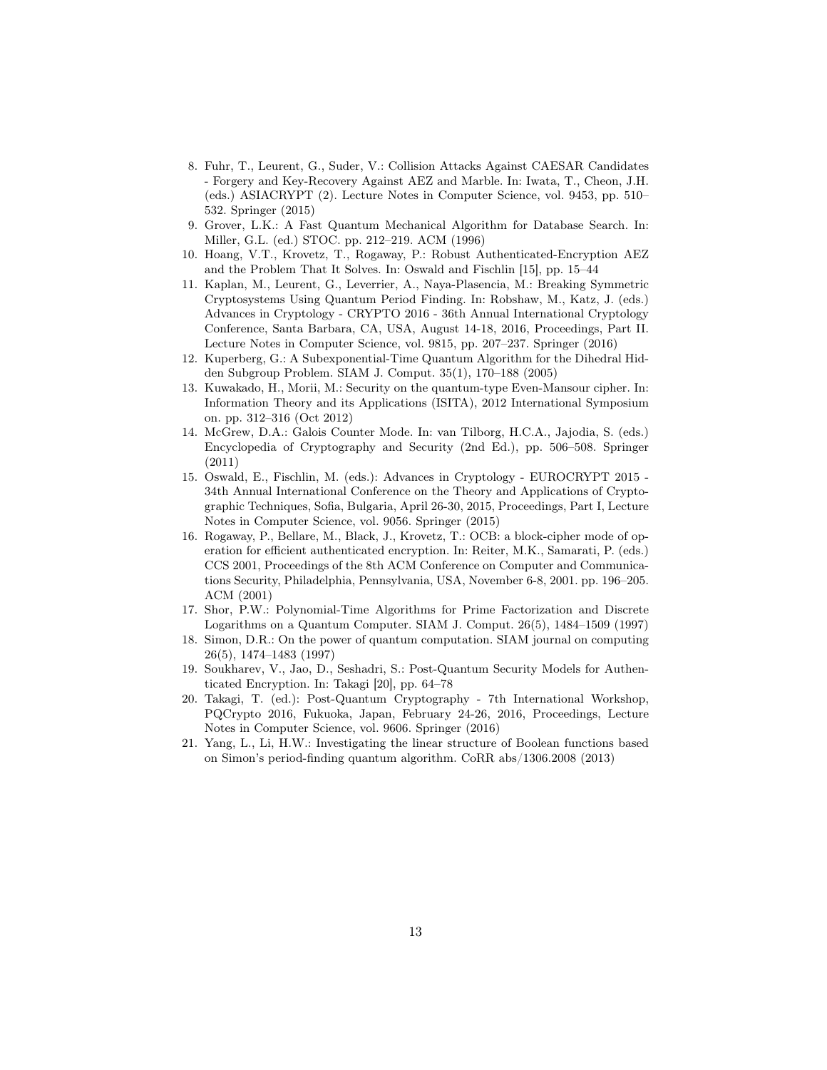8. Fuhr, T., Leurent, G., Suder, V.: Collision Attacks Against CAESAR Candidates - Forgery and Key-Recovery Against AEZ and Marble. In: Iwata, T., Cheon, J.H. (eds.) ASIACRYPT (2). Lecture Notes in Computer Science, vol. 9453, pp. 510–532. Springer (2015)
9. Grover, L.K.: A Fast Quantum Mechanical Algorithm for Database Search. In: Miller, G.L. (ed.) STOC. pp. 212–219. ACM (1996)
10. Hoang, V.T., Krovetz, T., Rogaway, P.: Robust Authenticated-Encryption AEZ and the Problem That It Solves. In: Oswald and Fischlin [15], pp. 15–44
11. Kaplan, M., Leurent, G., Leverrier, A., Naya-Plasencia, M.: Breaking Symmetric Cryptosystems Using Quantum Period Finding. In: Robshaw, M., Katz, J. (eds.) Advances in Cryptology - CRYPTO 2016 - 36th Annual International Cryptology Conference, Santa Barbara, CA, USA, August 14-18, 2016, Proceedings, Part II. Lecture Notes in Computer Science, vol. 9815, pp. 207–237. Springer (2016)
12. Kuperberg, G.: A Subexponential-Time Quantum Algorithm for the Dihedral Hidden Subgroup Problem. SIAM J. Comput. 35(1), 170–188 (2005)
13. Kuwakado, H., Morii, M.: Security on the quantum-type Even-Mansour cipher. In: Information Theory and its Applications (ISITA), 2012 International Symposium on. pp. 312–316 (Oct 2012)
14. McGrew, D.A.: Galois Counter Mode. In: van Tilborg, H.C.A., Jajodia, S. (eds.) Encyclopedia of Cryptography and Security (2nd Ed.), pp. 506–508. Springer (2011)
15. Oswald, E., Fischlin, M. (eds.): Advances in Cryptology - EUROCRYPT 2015 - 34th Annual International Conference on the Theory and Applications of Cryptographic Techniques, Sofia, Bulgaria, April 26-30, 2015, Proceedings, Part I, Lecture Notes in Computer Science, vol. 9056. Springer (2015)
16. Rogaway, P., Bellare, M., Black, J., Krovetz, T.: OCB: a block-cipher mode of operation for efficient authenticated encryption. In: Reiter, M.K., Samarati, P. (eds.) CCS 2001, Proceedings of the 8th ACM Conference on Computer and Communications Security, Philadelphia, Pennsylvania, USA, November 6-8, 2001. pp. 196–205. ACM (2001)
17. Shor, P.W.: Polynomial-Time Algorithms for Prime Factorization and Discrete Logarithms on a Quantum Computer. SIAM J. Comput. 26(5), 1484–1509 (1997)
18. Simon, D.R.: On the power of quantum computation. SIAM journal on computing 26(5), 1474–1483 (1997)
19. Soukharev, V., Jao, D., Seshadri, S.: Post-Quantum Security Models for Authenticated Encryption. In: Takagi [20], pp. 64–78
20. Takagi, T. (ed.): Post-Quantum Cryptography - 7th International Workshop, PQCrypto 2016, Fukuoka, Japan, February 24-26, 2016, Proceedings, Lecture Notes in Computer Science, vol. 9606. Springer (2016)
21. Yang, L., Li, H.W.: Investigating the linear structure of Boolean functions based on Simon's period-finding quantum algorithm. CoRR abs/1306.2008 (2013)